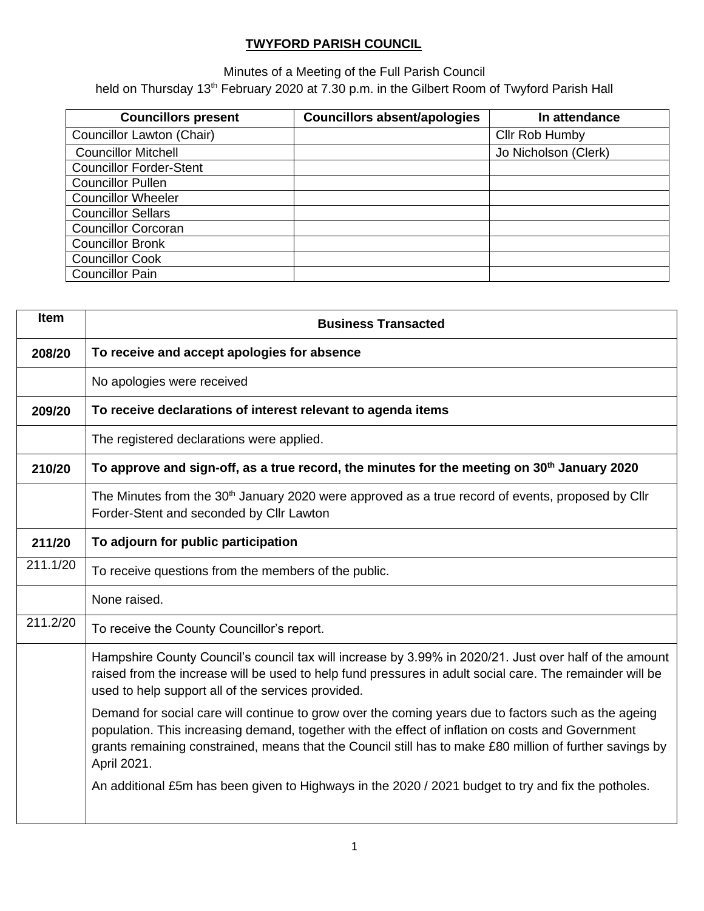# TWYFORD PARISH COUNCIL

Minutes of a Meeting of the Full Parish Council
held on Thursday 13th February 2020 at 7.30 p.m. in the Gilbert Room of Twyford Parish Hall

| Councillors present | Councillors absent/apologies | In attendance |
|---|---|---|
| Councillor Lawton (Chair) | | Cllr Rob Humby |
| Councillor Mitchell | | Jo Nicholson (Clerk) |
| Councillor Forder-Stent | | |
| Councillor Pullen | | |
| Councillor Wheeler | | |
| Councillor Sellars | | |
| Councillor Corcoran | | |
| Councillor Bronk | | |
| Councillor Cook | | |
| Councillor Pain | | |

| Item | Business Transacted |
|---|---|
| **208/20** | **To receive and accept apologies for absence** |
| | No apologies were received |
| **209/20** | **To receive declarations of interest relevant to agenda items** |
| | The registered declarations were applied. |
| **210/20** | **To approve and sign-off, as a true record, the minutes for the meeting on 30th January 2020** |
| | The Minutes from the 30th January 2020 were approved as a true record of events, proposed by Cllr Forder-Stent and seconded by Cllr Lawton |
| **211/20** | **To adjourn for public participation** |
| 211.1/20 | To receive questions from the members of the public. |
| | None raised. |
| 211.2/20 | To receive the County Councillor's report. |
| | Hampshire County Council's council tax will increase by 3.99% in 2020/21. Just over half of the amount raised from the increase will be used to help fund pressures in adult social care. The remainder will be used to help support all of the services provided.<br><br>Demand for social care will continue to grow over the coming years due to factors such as the ageing population. This increasing demand, together with the effect of inflation on costs and Government grants remaining constrained, means that the Council still has to make £80 million of further savings by April 2021.<br><br>An additional £5m has been given to Highways in the 2020 / 2021 budget to try and fix the potholes. |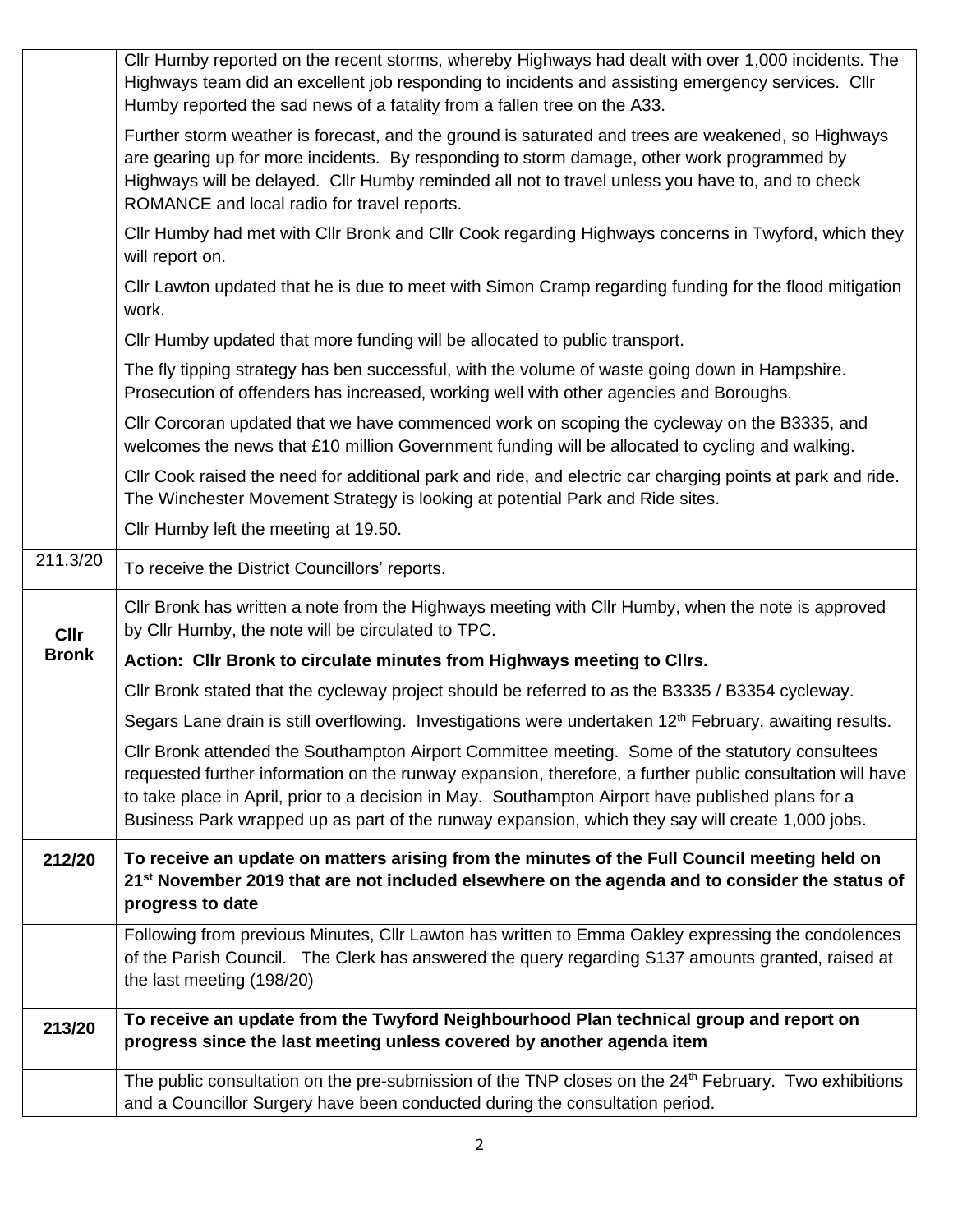| | |
|---|---|
| | Cllr Humby reported on the recent storms, whereby Highways had dealt with over 1,000 incidents. The Highways team did an excellent job responding to incidents and assisting emergency services. Cllr Humby reported the sad news of a fatality from a fallen tree on the A33.<br><br>Further storm weather is forecast, and the ground is saturated and trees are weakened, so Highways are gearing up for more incidents. By responding to storm damage, other work programmed by Highways will be delayed. Cllr Humby reminded all not to travel unless you have to, and to check ROMANCE and local radio for travel reports.<br><br>Cllr Humby had met with Cllr Bronk and Cllr Cook regarding Highways concerns in Twyford, which they will report on.<br><br>Cllr Lawton updated that he is due to meet with Simon Cramp regarding funding for the flood mitigation work.<br><br>Cllr Humby updated that more funding will be allocated to public transport.<br><br>The fly tipping strategy has ben successful, with the volume of waste going down in Hampshire. Prosecution of offenders has increased, working well with other agencies and Boroughs.<br><br>Cllr Corcoran updated that we have commenced work on scoping the cycleway on the B3335, and welcomes the news that £10 million Government funding will be allocated to cycling and walking.<br><br>Cllr Cook raised the need for additional park and ride, and electric car charging points at park and ride. The Winchester Movement Strategy is looking at potential Park and Ride sites.<br><br>Cllr Humby left the meeting at 19.50. |
| 211.3/20 | To receive the District Councillors' reports. |
| **Cllr Bronk** | Cllr Bronk has written a note from the Highways meeting with Cllr Humby, when the note is approved by Cllr Humby, the note will be circulated to TPC.<br><br>**Action: Cllr Bronk to circulate minutes from Highways meeting to Cllrs.**<br><br>Cllr Bronk stated that the cycleway project should be referred to as the B3335 / B3354 cycleway.<br><br>Segars Lane drain is still overflowing. Investigations were undertaken 12th February, awaiting results.<br><br>Cllr Bronk attended the Southampton Airport Committee meeting. Some of the statutory consultees requested further information on the runway expansion, therefore, a further public consultation will have to take place in April, prior to a decision in May. Southampton Airport have published plans for a Business Park wrapped up as part of the runway expansion, which they say will create 1,000 jobs. |
| **212/20** | **To receive an update on matters arising from the minutes of the Full Council meeting held on 21st November 2019 that are not included elsewhere on the agenda and to consider the status of progress to date** |
| | Following from previous Minutes, Cllr Lawton has written to Emma Oakley expressing the condolences of the Parish Council. The Clerk has answered the query regarding S137 amounts granted, raised at the last meeting (198/20) |
| **213/20** | **To receive an update from the Twyford Neighbourhood Plan technical group and report on progress since the last meeting unless covered by another agenda item** |
| | The public consultation on the pre-submission of the TNP closes on the 24th February. Two exhibitions and a Councillor Surgery have been conducted during the consultation period. |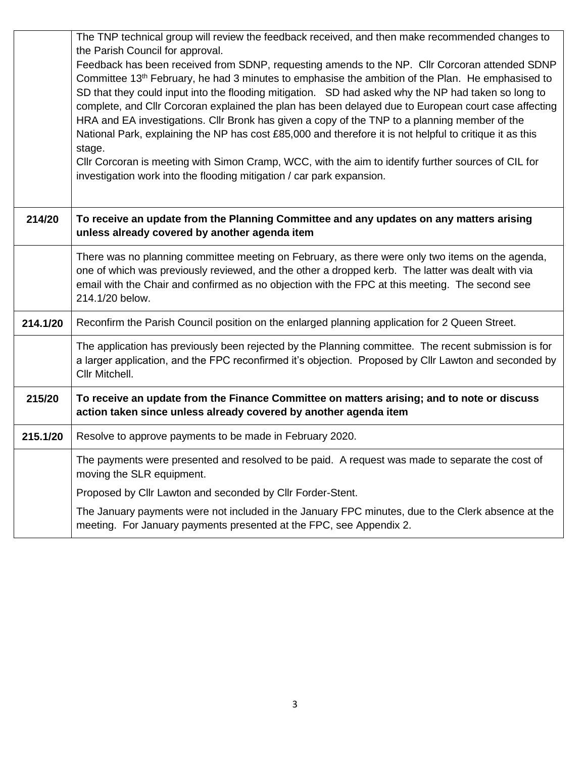| | |
|---|---|
| | The TNP technical group will review the feedback received, and then make recommended changes to the Parish Council for approval.<br>Feedback has been received from SDNP, requesting amends to the NP. Cllr Corcoran attended SDNP Committee 13th February, he had 3 minutes to emphasise the ambition of the Plan. He emphasised to SD that they could input into the flooding mitigation. SD had asked why the NP had taken so long to complete, and Cllr Corcoran explained the plan has been delayed due to European court case affecting HRA and EA investigations. Cllr Bronk has given a copy of the TNP to a planning member of the National Park, explaining the NP has cost £85,000 and therefore it is not helpful to critique it as this stage.<br>Cllr Corcoran is meeting with Simon Cramp, WCC, with the aim to identify further sources of CIL for investigation work into the flooding mitigation / car park expansion. |
| **214/20** | **To receive an update from the Planning Committee and any updates on any matters arising unless already covered by another agenda item** |
| | There was no planning committee meeting on February, as there were only two items on the agenda, one of which was previously reviewed, and the other a dropped kerb. The latter was dealt with via email with the Chair and confirmed as no objection with the FPC at this meeting. The second see 214.1/20 below. |
| **214.1/20** | Reconfirm the Parish Council position on the enlarged planning application for 2 Queen Street. |
| | The application has previously been rejected by the Planning committee. The recent submission is for a larger application, and the FPC reconfirmed it's objection. Proposed by Cllr Lawton and seconded by Cllr Mitchell. |
| **215/20** | **To receive an update from the Finance Committee on matters arising; and to note or discuss action taken since unless already covered by another agenda item** |
| **215.1/20** | Resolve to approve payments to be made in February 2020. |
| | The payments were presented and resolved to be paid. A request was made to separate the cost of moving the SLR equipment.<br>Proposed by Cllr Lawton and seconded by Cllr Forder-Stent.<br>The January payments were not included in the January FPC minutes, due to the Clerk absence at the meeting. For January payments presented at the FPC, see Appendix 2. |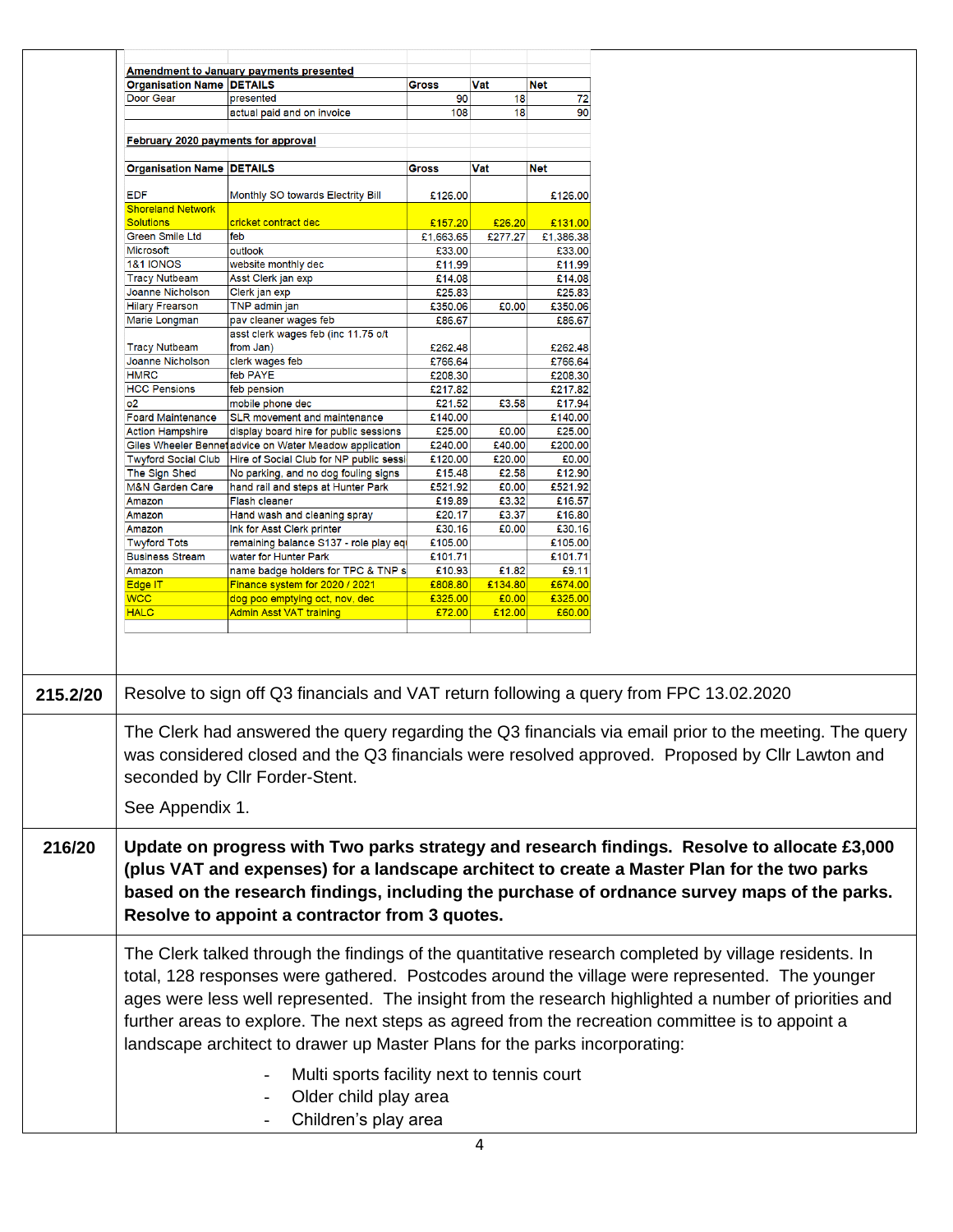**Amendment to January payments presented**

| Organisation Name | DETAILS | Gross | Vat | Net |
|---|---|---|---|---|
| Door Gear | presented | 90 | 18 | 72 |
| | actual paid and on invoice | 108 | 18 | 90 |

**February 2020 payments for approval**

| Organisation Name | DETAILS | Gross | Vat | Net |
|---|---|---|---|---|
| EDF | Monthly SO towards Electrity Bill | £126.00 | | £126.00 |
| Shoreland Network Solutions | cricket contract dec | £157.20 | £26.20 | £131.00 |
| Green Smile Ltd | feb | £1,663.65 | £277.27 | £1,386.38 |
| Microsoft | outlook | £33.00 | | £33.00 |
| 1&1 IONOS | website monthly dec | £11.99 | | £11.99 |
| Tracy Nutbeam | Asst Clerk jan exp | £14.08 | | £14.08 |
| Joanne Nicholson | Clerk jan exp | £25.83 | | £25.83 |
| Hilary Frearson | TNP admin jan | £350.06 | £0.00 | £350.06 |
| Marie Longman | pav cleaner wages feb | £86.67 | | £86.67 |
| Tracy Nutbeam | asst clerk wages feb (inc 11.75 o/t from Jan) | £262.48 | | £262.48 |
| Joanne Nicholson | clerk wages feb | £766.64 | | £766.64 |
| HMRC | feb PAYE | £208.30 | | £208.30 |
| HCC Pensions | feb pension | £217.82 | | £217.82 |
| o2 | mobile phone dec | £21.52 | £3.58 | £17.94 |
| Foard Maintenance | SLR movement and maintenance | £140.00 | | £140.00 |
| Action Hampshire | display board hire for public sessions | £25.00 | £0.00 | £25.00 |
| Giles Wheeler Bennet | advice on Water Meadow application | £240.00 | £40.00 | £200.00 |
| Twyford Social Club | Hire of Social Club for NP public sessi | £120.00 | £20.00 | £0.00 |
| The Sign Shed | No parking, and no dog fouling signs | £15.48 | £2.58 | £12.90 |
| M&N Garden Care | hand rail and steps at Hunter Park | £521.92 | £0.00 | £521.92 |
| Amazon | Flash cleaner | £19.89 | £3.32 | £16.57 |
| Amazon | Hand wash and cleaning spray | £20.17 | £3.37 | £16.80 |
| Amazon | Ink for Asst Clerk printer | £30.16 | £0.00 | £30.16 |
| Twyford Tots | remaining balance S137 - role play eq | £105.00 | | £105.00 |
| Business Stream | water for Hunter Park | £101.71 | | £101.71 |
| Amazon | name badge holders for TPC & TNP s | £10.93 | £1.82 | £9.11 |
| Edge IT | Finance system for 2020 / 2021 | £808.80 | £134.80 | £674.00 |
| WCC | dog poo emptying oct, nov, dec | £325.00 | £0.00 | £325.00 |
| HALC | Admin Asst VAT training | £72.00 | £12.00 | £60.00 |

**215.2/20** Resolve to sign off Q3 financials and VAT return following a query from FPC 13.02.2020

The Clerk had answered the query regarding the Q3 financials via email prior to the meeting. The query was considered closed and the Q3 financials were resolved approved. Proposed by Cllr Lawton and seconded by Cllr Forder-Stent.

See Appendix 1.

**216/20** **Update on progress with Two parks strategy and research findings. Resolve to allocate £3,000 (plus VAT and expenses) for a landscape architect to create a Master Plan for the two parks based on the research findings, including the purchase of ordnance survey maps of the parks. Resolve to appoint a contractor from 3 quotes.**

The Clerk talked through the findings of the quantitative research completed by village residents. In total, 128 responses were gathered. Postcodes around the village were represented. The younger ages were less well represented. The insight from the research highlighted a number of priorities and further areas to explore. The next steps as agreed from the recreation committee is to appoint a landscape architect to drawer up Master Plans for the parks incorporating:

- Multi sports facility next to tennis court
- Older child play area
- Children's play area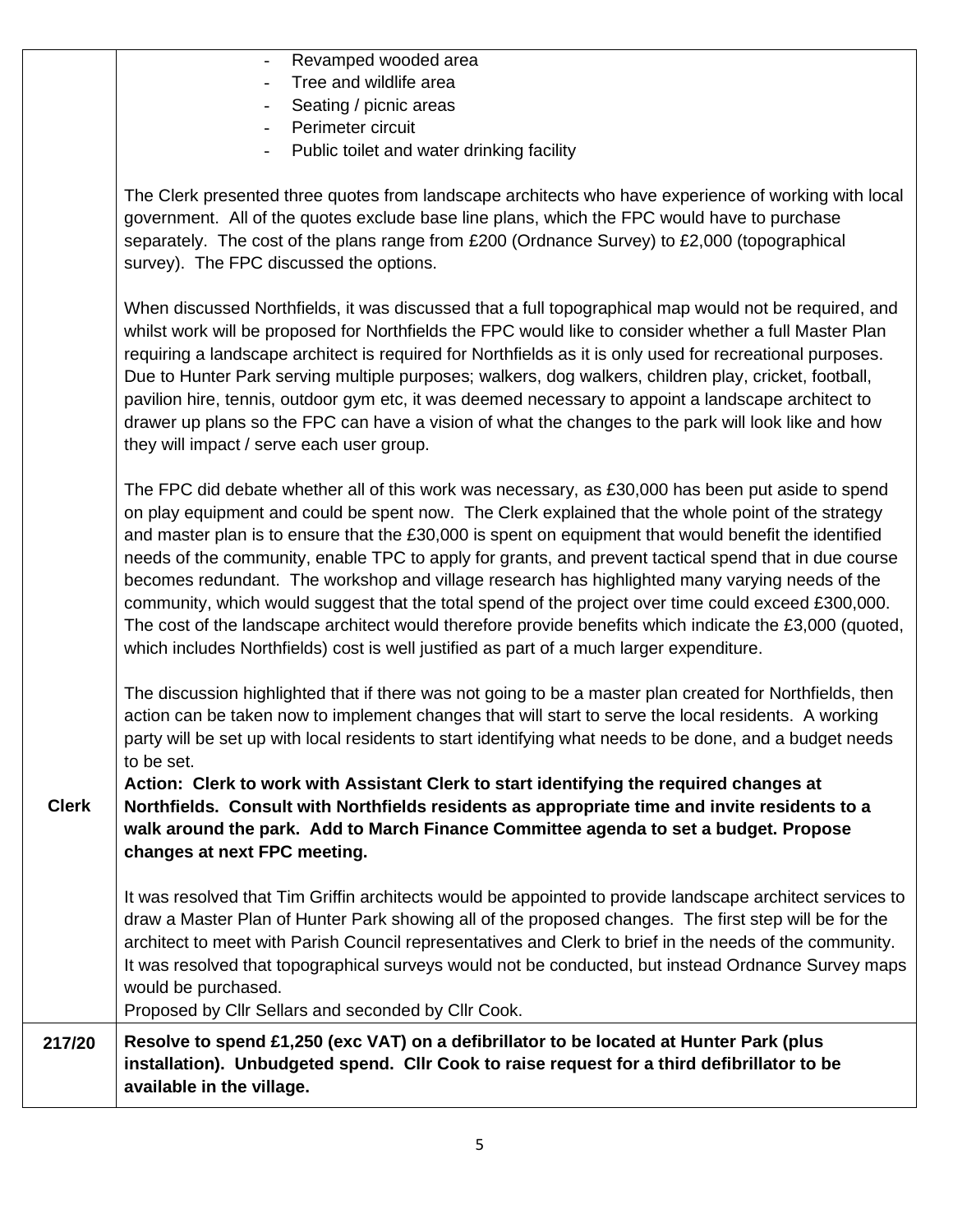| | |
|---|---|
| | - Revamped wooded area<br>- Tree and wildlife area<br>- Seating / picnic areas<br>- Perimeter circuit<br>- Public toilet and water drinking facility<br><br>The Clerk presented three quotes from landscape architects who have experience of working with local government. All of the quotes exclude base line plans, which the FPC would have to purchase separately. The cost of the plans range from £200 (Ordnance Survey) to £2,000 (topographical survey). The FPC discussed the options.<br><br>When discussed Northfields, it was discussed that a full topographical map would not be required, and whilst work will be proposed for Northfields the FPC would like to consider whether a full Master Plan requiring a landscape architect is required for Northfields as it is only used for recreational purposes. Due to Hunter Park serving multiple purposes; walkers, dog walkers, children play, cricket, football, pavilion hire, tennis, outdoor gym etc, it was deemed necessary to appoint a landscape architect to drawer up plans so the FPC can have a vision of what the changes to the park will look like and how they will impact / serve each user group.<br><br>The FPC did debate whether all of this work was necessary, as £30,000 has been put aside to spend on play equipment and could be spent now. The Clerk explained that the whole point of the strategy and master plan is to ensure that the £30,000 is spent on equipment that would benefit the identified needs of the community, enable TPC to apply for grants, and prevent tactical spend that in due course becomes redundant. The workshop and village research has highlighted many varying needs of the community, which would suggest that the total spend of the project over time could exceed £300,000. The cost of the landscape architect would therefore provide benefits which indicate the £3,000 (quoted, which includes Northfields) cost is well justified as part of a much larger expenditure.<br><br>The discussion highlighted that if there was not going to be a master plan created for Northfields, then action can be taken now to implement changes that will start to serve the local residents. A working party will be set up with local residents to start identifying what needs to be done, and a budget needs to be set. |
| **Clerk** | **Action: Clerk to work with Assistant Clerk to start identifying the required changes at Northfields. Consult with Northfields residents as appropriate time and invite residents to a walk around the park. Add to March Finance Committee agenda to set a budget. Propose changes at next FPC meeting.**<br><br>It was resolved that Tim Griffin architects would be appointed to provide landscape architect services to draw a Master Plan of Hunter Park showing all of the proposed changes. The first step will be for the architect to meet with Parish Council representatives and Clerk to brief in the needs of the community. It was resolved that topographical surveys would not be conducted, but instead Ordnance Survey maps would be purchased.<br>Proposed by Cllr Sellars and seconded by Cllr Cook. |
| **217/20** | **Resolve to spend £1,250 (exc VAT) on a defibrillator to be located at Hunter Park (plus installation). Unbudgeted spend. Cllr Cook to raise request for a third defibrillator to be available in the village.** |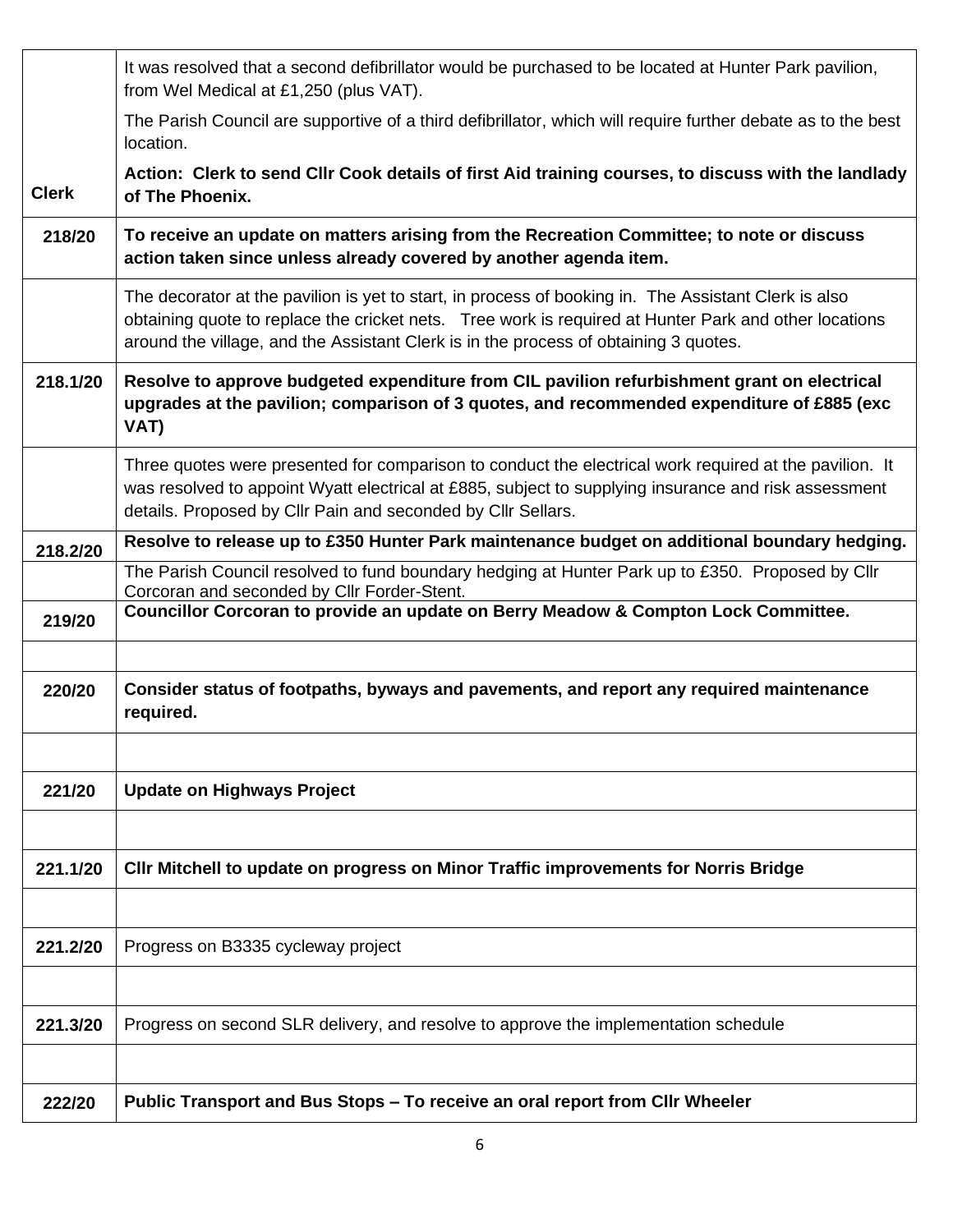| | |
|---|---|
| **Clerk** | It was resolved that a second defibrillator would be purchased to be located at Hunter Park pavilion, from Wel Medical at £1,250 (plus VAT).<br><br>The Parish Council are supportive of a third defibrillator, which will require further debate as to the best location.<br><br>**Action: Clerk to send Cllr Cook details of first Aid training courses, to discuss with the landlady of The Phoenix.** |
| **218/20** | **To receive an update on matters arising from the Recreation Committee; to note or discuss action taken since unless already covered by another agenda item.** |
| | The decorator at the pavilion is yet to start, in process of booking in. The Assistant Clerk is also obtaining quote to replace the cricket nets. Tree work is required at Hunter Park and other locations around the village, and the Assistant Clerk is in the process of obtaining 3 quotes. |
| **218.1/20** | **Resolve to approve budgeted expenditure from CIL pavilion refurbishment grant on electrical upgrades at the pavilion; comparison of 3 quotes, and recommended expenditure of £885 (exc VAT)** |
| | Three quotes were presented for comparison to conduct the electrical work required at the pavilion. It was resolved to appoint Wyatt electrical at £885, subject to supplying insurance and risk assessment details. Proposed by Cllr Pain and seconded by Cllr Sellars. |
| **218.2/20** | **Resolve to release up to £350 Hunter Park maintenance budget on additional boundary hedging.** |
| | The Parish Council resolved to fund boundary hedging at Hunter Park up to £350. Proposed by Cllr Corcoran and seconded by Cllr Forder-Stent. |
| **219/20** | **Councillor Corcoran to provide an update on Berry Meadow & Compton Lock Committee.** |
| | |
| **220/20** | **Consider status of footpaths, byways and pavements, and report any required maintenance required.** |
| | |
| **221/20** | **Update on Highways Project** |
| | |
| **221.1/20** | **Cllr Mitchell to update on progress on Minor Traffic improvements for Norris Bridge** |
| | |
| **221.2/20** | Progress on B3335 cycleway project |
| | |
| **221.3/20** | Progress on second SLR delivery, and resolve to approve the implementation schedule |
| | |
| **222/20** | **Public Transport and Bus Stops – To receive an oral report from Cllr Wheeler** |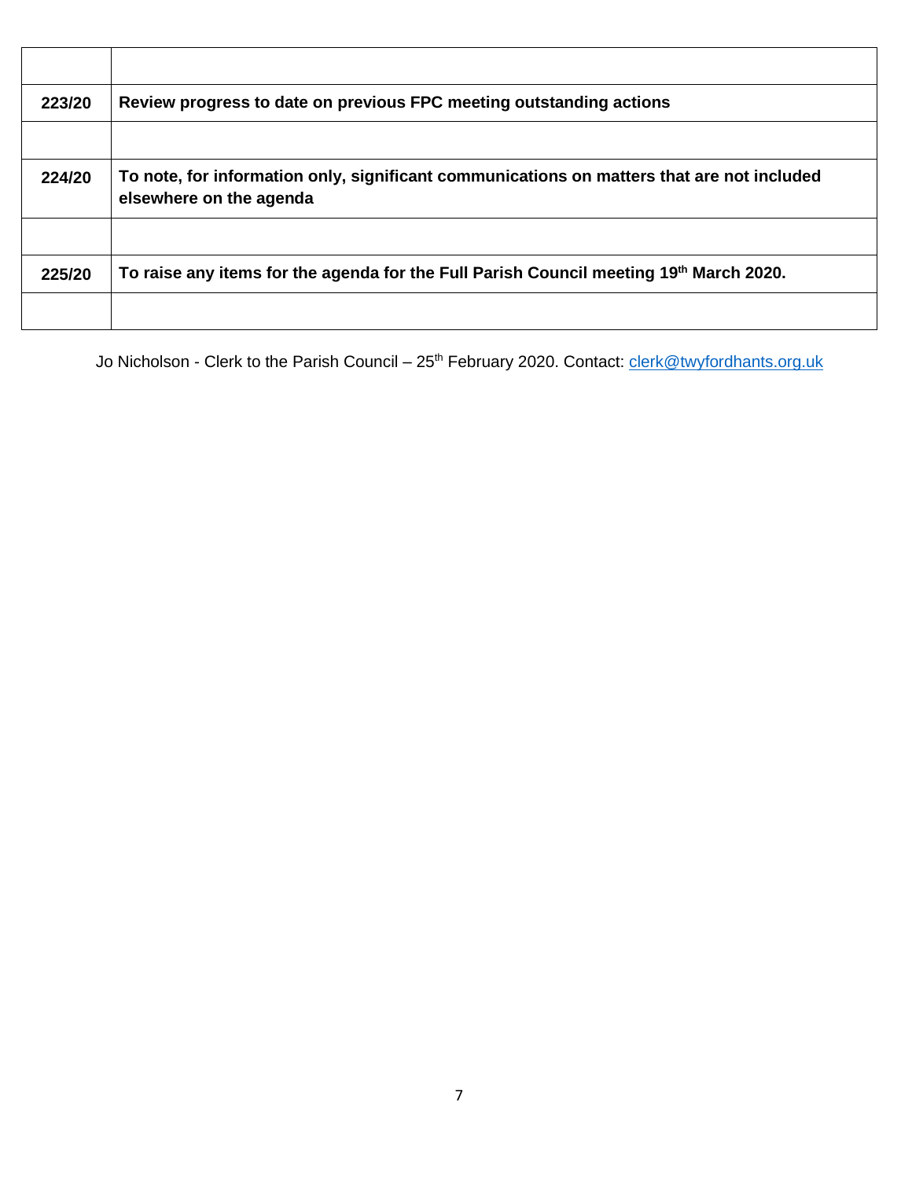| | |
|---|---|
| **223/20** | **Review progress to date on previous FPC meeting outstanding actions** |
| | |
| **224/20** | **To note, for information only, significant communications on matters that are not included elsewhere on the agenda** |
| | |
| **225/20** | **To raise any items for the agenda for the Full Parish Council meeting 19th March 2020.** |
| | |

Jo Nicholson - Clerk to the Parish Council – 25th February 2020. Contact: clerk@twyfordhants.org.uk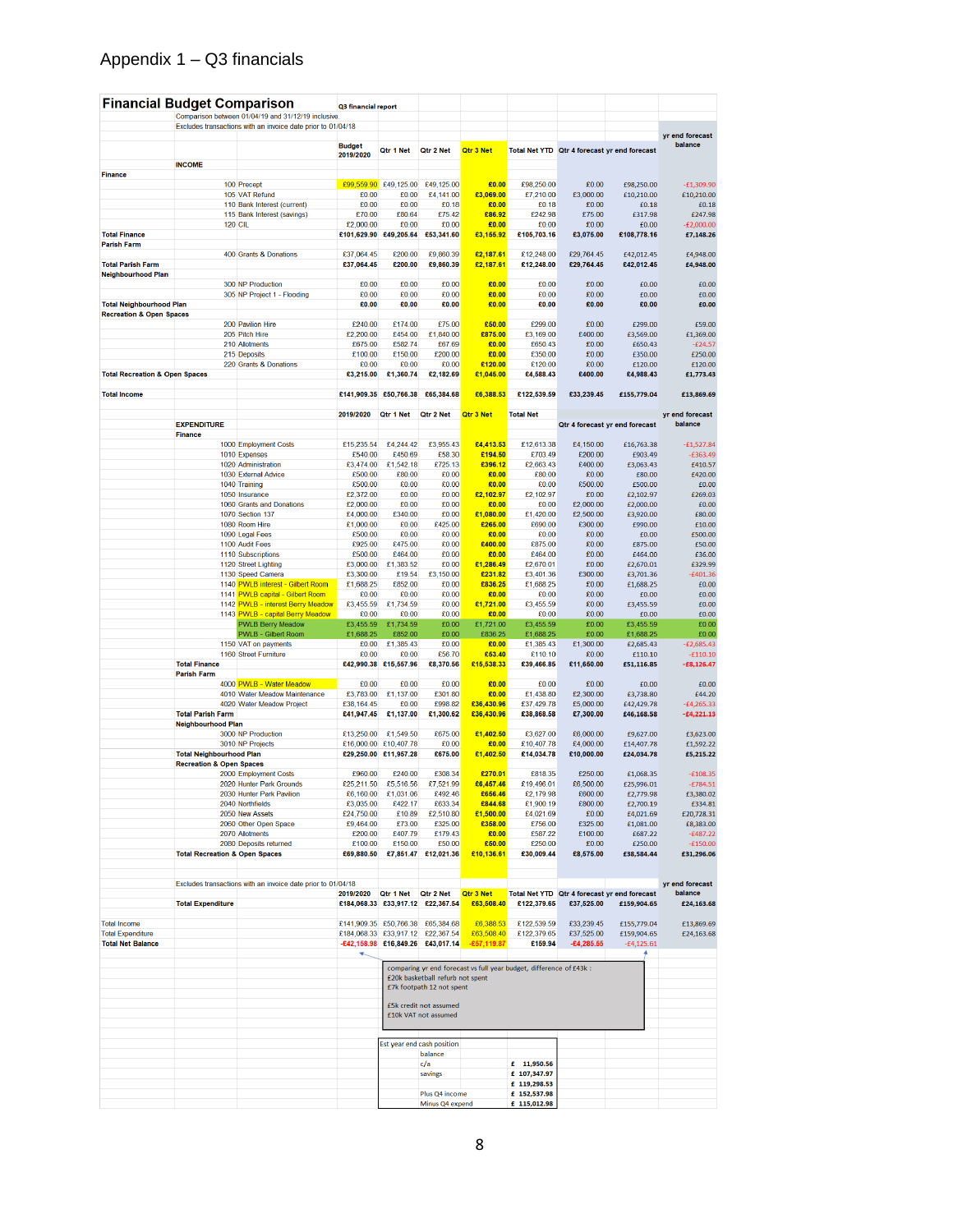# Appendix 1 – Q3 financials

## Financial Budget Comparison

Q3 financial report

Comparison between 01/04/19 and 31/12/19 inclusive.
Excludes transactions with an invoice date prior to 01/04/18

| | | Budget 2019/2020 | Qtr 1 Net | Qtr 2 Net | Qtr 3 Net | Total Net YTD | Qtr 4 forecast | yr end forecast | yr end forecast balance |
|---|---|---|---|---|---|---|---|---|---|
| **INCOME** | | | | | | | | | |
| **Finance** | | | | | | | | | |
| 100 | Precept | £99,559.90 | £49,125.00 | £49,125.00 | £0.00 | £98,250.00 | £0.00 | £98,250.00 | -£1,309.90 |
| 105 | VAT Refund | £0.00 | £0.00 | £4,141.00 | £3,069.00 | £7,210.00 | £3,000.00 | £10,210.00 | £10,210.00 |
| 110 | Bank Interest (current) | £0.00 | £0.00 | £0.18 | £0.00 | £0.18 | £0.00 | £0.18 | £0.18 |
| 115 | Bank Interest (savings) | £70.00 | £80.64 | £75.42 | £86.92 | £242.98 | £75.00 | £317.98 | £247.98 |
| 120 | CIL | £2,000.00 | £0.00 | £0.00 | £0.00 | £0.00 | £0.00 | £0.00 | -£2,000.00 |
| **Total Finance** | | £101,629.90 | £49,205.64 | £53,341.60 | £3,155.92 | £105,703.16 | £3,075.00 | £108,778.16 | £7,148.26 |
| **Parish Farm** | | | | | | | | | |
| 400 | Grants & Donations | £37,064.45 | £200.00 | £9,860.39 | £2,187.61 | £12,248.00 | £29,764.45 | £42,012.45 | £4,948.00 |
| **Total Parish Farm** | | £37,064.45 | £200.00 | £9,860.39 | £2,187.61 | £12,248.00 | £29,764.45 | £42,012.45 | £4,948.00 |
| **Neighbourhood Plan** | | | | | | | | | |
| 300 | NP Production | £0.00 | £0.00 | £0.00 | £0.00 | £0.00 | £0.00 | £0.00 | £0.00 |
| 305 | NP Project 1 - Flooding | £0.00 | £0.00 | £0.00 | £0.00 | £0.00 | £0.00 | £0.00 | £0.00 |
| **Total Neighbourhood Plan** | | £0.00 | £0.00 | £0.00 | £0.00 | £0.00 | £0.00 | £0.00 | £0.00 |
| **Recreation & Open Spaces** | | | | | | | | | |
| 200 | Pavilion Hire | £240.00 | £174.00 | £75.00 | £50.00 | £299.00 | £0.00 | £299.00 | £59.00 |
| 205 | Pitch Hire | £2,200.00 | £454.00 | £1,840.00 | £875.00 | £3,169.00 | £400.00 | £3,569.00 | £1,369.00 |
| 210 | Allotments | £675.00 | £582.74 | £67.69 | £0.00 | £650.43 | £0.00 | £650.43 | -£24.57 |
| 215 | Deposits | £100.00 | £150.00 | £200.00 | £0.00 | £350.00 | £0.00 | £350.00 | £250.00 |
| 220 | Grants & Donations | £0.00 | £0.00 | £0.00 | £120.00 | £120.00 | £0.00 | £120.00 | £120.00 |
| **Total Recreation & Open Spaces** | | £3,215.00 | £1,360.74 | £2,182.69 | £1,045.00 | £4,588.43 | £400.00 | £4,988.43 | £1,773.43 |
| **Total Income** | | £141,909.35 | £50,766.38 | £65,384.68 | £6,388.53 | £122,539.59 | £33,239.45 | £155,779.04 | £13,869.69 |

| | | 2019/2020 | Qtr 1 Net | Qtr 2 Net | Qtr 3 Net | Total Net | Qtr 4 forecast | yr end forecast | yr end forecast balance |
|---|---|---|---|---|---|---|---|---|---|
| **EXPENDITURE** | | | | | | | | | |
| **Finance** | | | | | | | | | |
| 1000 | Employment Costs | £15,235.54 | £4,244.42 | £3,955.43 | £4,413.53 | £12,613.38 | £4,150.00 | £16,763.38 | -£1,527.84 |
| 1010 | Expenses | £540.00 | £450.69 | £58.30 | £194.50 | £703.49 | £200.00 | £903.49 | -£363.49 |
| 1020 | Administration | £3,474.00 | £1,542.18 | £725.13 | £396.12 | £2,663.43 | £400.00 | £3,063.43 | £410.57 |
| 1030 | External Advice | £500.00 | £80.00 | £0.00 | £0.00 | £80.00 | £0.00 | £80.00 | £420.00 |
| 1040 | Training | £500.00 | £0.00 | £0.00 | £0.00 | £0.00 | £500.00 | £500.00 | £0.00 |
| 1050 | Insurance | £2,372.00 | £0.00 | £0.00 | £2,102.97 | £2,102.97 | £0.00 | £2,102.97 | £269.03 |
| 1060 | Grants and Donations | £2,000.00 | £0.00 | £0.00 | £0.00 | £0.00 | £2,000.00 | £2,000.00 | £0.00 |
| 1070 | Section 137 | £4,000.00 | £340.00 | £0.00 | £1,080.00 | £1,420.00 | £2,500.00 | £3,920.00 | £80.00 |
| 1080 | Room Hire | £1,000.00 | £0.00 | £425.00 | £265.00 | £690.00 | £300.00 | £990.00 | £10.00 |
| 1090 | Legal Fees | £500.00 | £0.00 | £0.00 | £0.00 | £0.00 | £0.00 | £0.00 | £500.00 |
| 1100 | Audit Fees | £925.00 | £475.00 | £0.00 | £400.00 | £875.00 | £0.00 | £875.00 | £50.00 |
| 1110 | Subscriptions | £500.00 | £464.00 | £0.00 | £0.00 | £464.00 | £0.00 | £464.00 | £36.00 |
| 1120 | Street Lighting | £3,000.00 | £1,383.52 | £0.00 | £1,286.49 | £2,670.01 | £0.00 | £2,670.01 | £329.99 |
| 1130 | Speed Camera | £3,300.00 | £19.54 | £3,150.00 | £231.82 | £3,401.36 | £300.00 | £3,701.36 | -£401.36 |
| 1140 | PWLB interest - Gilbert Room | £1,688.25 | £852.00 | £0.00 | £836.25 | £1,688.25 | £0.00 | £1,688.25 | £0.00 |
| 1141 | PWLB capital - Gilbert Room | £0.00 | £0.00 | £0.00 | £0.00 | £0.00 | £0.00 | £0.00 | £0.00 |
| 1142 | PWLB - interest Berry Meadow | £3,455.59 | £1,734.59 | £0.00 | £1,721.00 | £3,455.59 | £0.00 | £3,455.59 | £0.00 |
| 1143 | PWLB - capital Berry Meadow | £0.00 | £0.00 | £0.00 | £0.00 | £0.00 | £0.00 | £0.00 | £0.00 |
| | PWLB Berry Meadow | £3,455.59 | £1,734.59 | £0.00 | £1,721.00 | £3,455.59 | £0.00 | £3,455.59 | £0.00 |
| | PWLB - Gilbert Room | £1,688.25 | £852.00 | £0.00 | £836.25 | £1,688.25 | £0.00 | £1,688.25 | £0.00 |
| 1150 | VAT on payments | £0.00 | £1,385.43 | £0.00 | £0.00 | £1,385.43 | £1,300.00 | £2,685.43 | -£2,685.43 |
| 1160 | Street Furniture | £0.00 | £0.00 | £56.70 | £53.40 | £110.10 | £0.00 | £110.10 | -£110.10 |
| **Total Finance** | | £42,990.38 | £15,557.96 | £8,370.56 | £15,538.33 | £39,466.85 | £11,650.00 | £51,116.85 | -£8,126.47 |
| **Parish Farm** | | | | | | | | | |
| 4000 | PWLB - Water Meadow | £0.00 | £0.00 | £0.00 | £0.00 | £0.00 | £0.00 | £0.00 | £0.00 |
| 4010 | Water Meadow Maintenance | £3,783.00 | £1,137.00 | £301.80 | £0.00 | £1,438.80 | £2,300.00 | £3,738.80 | £44.20 |
| 4020 | Water Meadow Project | £38,164.45 | £0.00 | £998.82 | £36,430.96 | £37,429.78 | £5,000.00 | £42,429.78 | -£4,265.33 |
| **Total Parish Farm** | | £41,947.45 | £1,137.00 | £1,300.62 | £36,430.96 | £38,868.58 | £7,300.00 | £46,168.58 | -£4,221.13 |
| **Neighbourhood Plan** | | | | | | | | | |
| 3000 | NP Production | £13,250.00 | £1,549.50 | £675.00 | £1,402.50 | £3,627.00 | £6,000.00 | £9,627.00 | £3,623.00 |
| 3010 | NP Projects | £16,000.00 | £10,407.78 | £0.00 | £0.00 | £10,407.78 | £4,000.00 | £14,407.78 | £1,592.22 |
| **Total Neighbourhood Plan** | | £29,250.00 | £11,957.28 | £675.00 | £1,402.50 | £14,034.78 | £10,000.00 | £24,034.78 | £5,215.22 |
| **Recreation & Open Spaces** | | | | | | | | | |
| 2000 | Employment Costs | £960.00 | £240.00 | £308.34 | £270.01 | £818.35 | £250.00 | £1,068.35 | -£108.35 |
| 2020 | Hunter Park Grounds | £25,211.50 | £5,516.56 | £7,521.99 | £6,457.46 | £19,496.01 | £6,500.00 | £25,996.01 | -£784.51 |
| 2030 | Hunter Park Pavilion | £6,160.00 | £1,031.06 | £492.46 | £656.46 | £2,179.98 | £600.00 | £2,779.98 | £3,380.02 |
| 2040 | Northfields | £3,035.00 | £422.17 | £633.34 | £844.68 | £1,900.19 | £800.00 | £2,700.19 | £334.81 |
| 2050 | New Assets | £24,750.00 | £10.89 | £2,510.80 | £1,500.00 | £4,021.69 | £0.00 | £4,021.69 | £20,728.31 |
| 2060 | Other Open Space | £9,464.00 | £73.00 | £325.00 | £358.00 | £756.00 | £325.00 | £1,081.00 | £8,383.00 |
| 2070 | Allotments | £200.00 | £407.79 | £179.43 | £0.00 | £587.22 | £100.00 | £687.22 | -£487.22 |
| 2080 | Deposits returned | £100.00 | £150.00 | £50.00 | £50.00 | £250.00 | £0.00 | £250.00 | -£150.00 |
| **Total Recreation & Open Spaces** | | £69,880.50 | £7,851.47 | £12,021.36 | £10,136.61 | £30,009.44 | £8,575.00 | £38,584.44 | £31,296.06 |

Excludes transactions with an invoice date prior to 01/04/18

| | 2019/2020 | Qtr 1 Net | Qtr 2 Net | Qtr 3 Net | Total Net YTD | Qtr 4 forecast | yr end forecast | yr end forecast balance |
|---|---|---|---|---|---|---|---|---|
| **Total Expenditure** | £184,068.33 | £33,917.12 | £22,367.54 | £63,508.40 | £122,379.65 | £37,525.00 | £159,904.65 | £24,163.68 |
| Total Income | £141,909.35 | £50,766.38 | £65,384.68 | £6,388.53 | £122,539.59 | £33,239.45 | £155,779.04 | £13,869.69 |
| Total Expenditure | £184,068.33 | £33,917.12 | £22,367.54 | £63,508.40 | £122,379.65 | £37,525.00 | £159,904.65 | £24,163.68 |
| **Total Net Balance** | -£42,158.98 | £16,849.26 | £43,017.14 | -£57,119.87 | £159.94 | -£4,285.55 | -£4,125.61 | |

comparing yr end forecast vs full year budget, difference of £43k :
£20k basketball refurb not spent
£7k footpath 12 not spent

£5k credit not assumed
£10k VAT not assumed

| Est year end cash position | | |
|---|---|---|
| | balance | |
| | c/a | £ 11,950.56 |
| | savings | £ 107,347.97 |
| | | £ 119,298.53 |
| | Plus Q4 income | £ 152,537.98 |
| | Minus Q4 expend | £ 115,012.98 |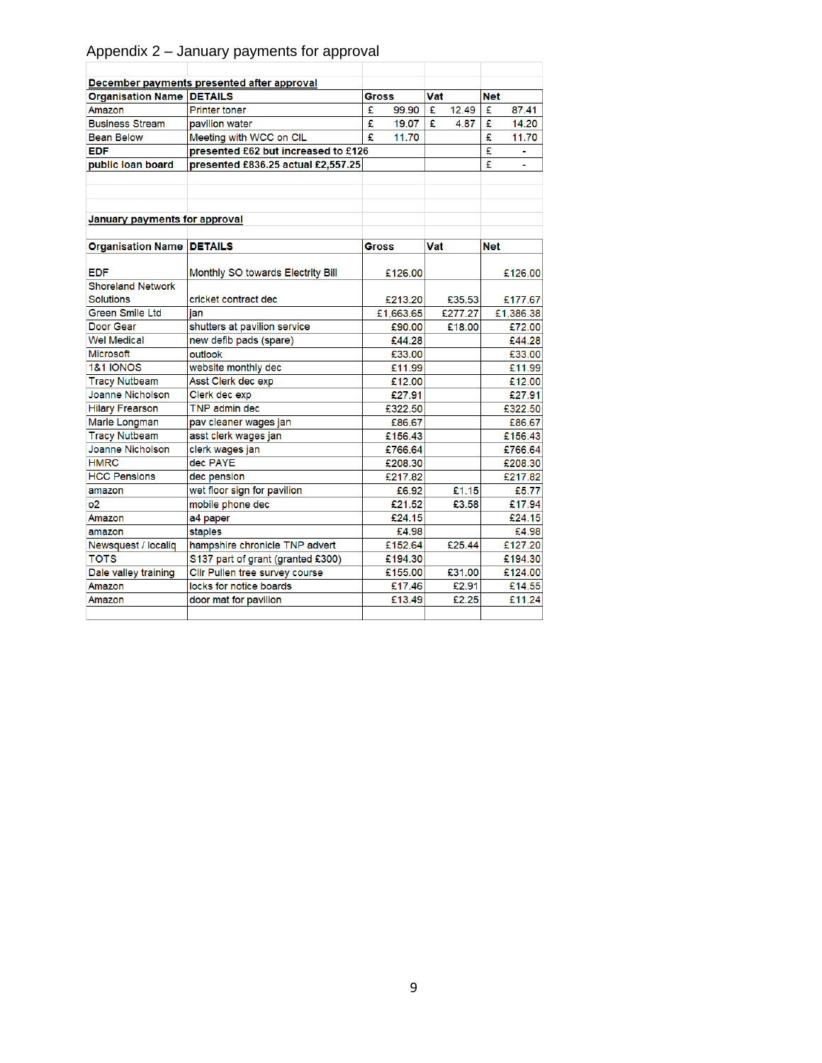# Appendix 2 – January payments for approval

**December payments presented after approval**

| Organisation Name | DETAILS | Gross | Vat | Net |
|---|---|---|---|---|
| Amazon | Printer toner | £ 99.90 | £ 12.49 | £ 87.41 |
| Business Stream | pavilion water | £ 19.07 | £ 4.87 | £ 14.20 |
| Bean Below | Meeting with WCC on CIL | £ 11.70 | | £ 11.70 |
| **EDF** | **presented £62 but increased to £126** | | | £ - |
| **public loan board** | **presented £836.25 actual £2,557.25** | | | £ - |

**January payments for approval**

| Organisation Name | DETAILS | Gross | Vat | Net |
|---|---|---|---|---|
| EDF | Monthly SO towards Electrity Bill | £126.00 | | £126.00 |
| Shoreland Network Solutions | cricket contract dec | £213.20 | £35.53 | £177.67 |
| Green Smile Ltd | jan | £1,663.65 | £277.27 | £1,386.38 |
| Door Gear | shutters at pavilion service | £90.00 | £18.00 | £72.00 |
| Wel Medical | new defib pads (spare) | £44.28 | | £44.28 |
| Microsoft | outlook | £33.00 | | £33.00 |
| 1&1 IONOS | website monthly dec | £11.99 | | £11.99 |
| Tracy Nutbeam | Asst Clerk dec exp | £12.00 | | £12.00 |
| Joanne Nicholson | Clerk dec exp | £27.91 | | £27.91 |
| Hilary Frearson | TNP admin dec | £322.50 | | £322.50 |
| Marie Longman | pav cleaner wages jan | £86.67 | | £86.67 |
| Tracy Nutbeam | asst clerk wages jan | £156.43 | | £156.43 |
| Joanne Nicholson | clerk wages jan | £766.64 | | £766.64 |
| HMRC | dec PAYE | £208.30 | | £208.30 |
| HCC Pensions | dec pension | £217.82 | | £217.82 |
| amazon | wet floor sign for pavilion | £6.92 | £1.15 | £5.77 |
| o2 | mobile phone dec | £21.52 | £3.58 | £17.94 |
| Amazon | a4 paper | £24.15 | | £24.15 |
| amazon | staples | £4.98 | | £4.98 |
| Newsquest / localiq | hampshire chronicle TNP advert | £152.64 | £25.44 | £127.20 |
| TOTS | S137 part of grant (granted £300) | £194.30 | | £194.30 |
| Dale valley training | Cllr Pullen tree survey course | £155.00 | £31.00 | £124.00 |
| Amazon | locks for notice boards | £17.46 | £2.91 | £14.55 |
| Amazon | door mat for pavilion | £13.49 | £2.25 | £11.24 |